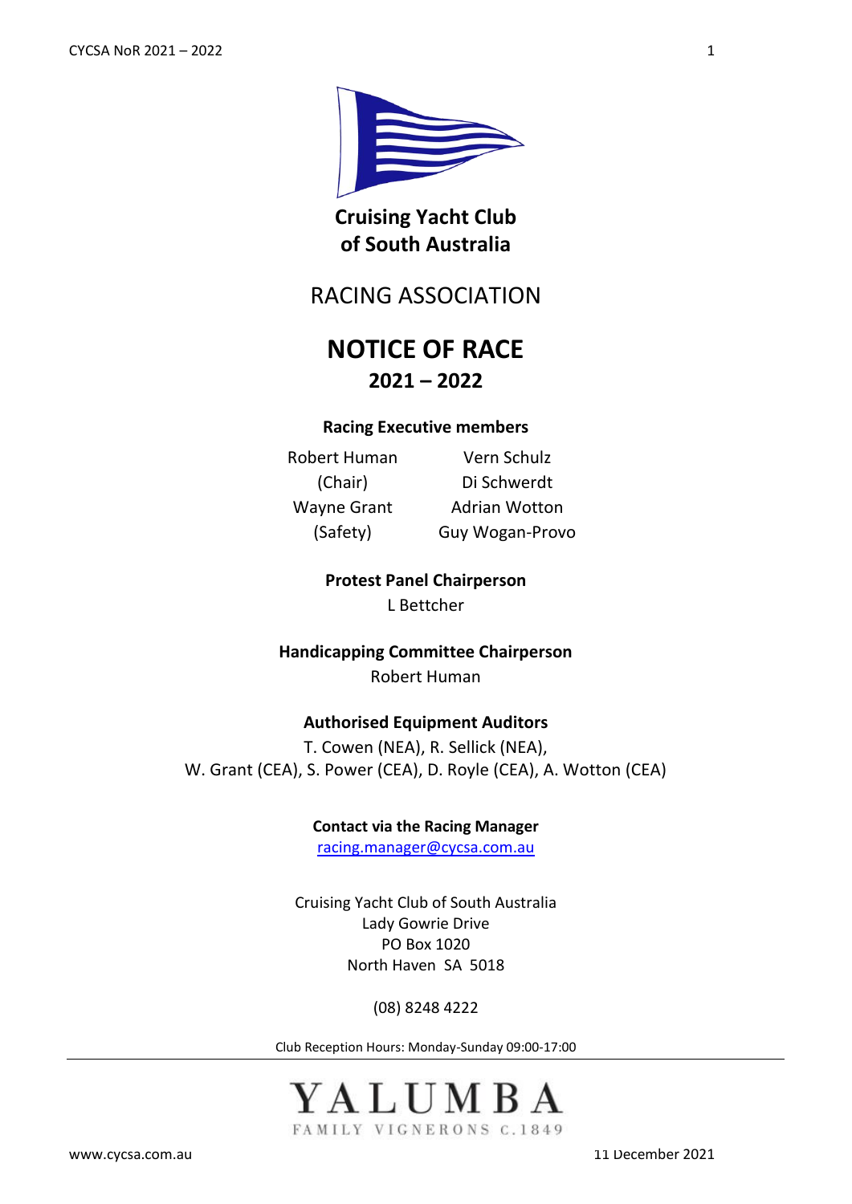# Cruising Yacht Club of South Australia

## RACING ASSOCIATION

# NOTICE OF RACE

## 2021 – 2022

**Racing Executive members**

| | |
|---|---|
| Robert Human (Chair) | Vern Schulz |
| Wayne Grant (Safety) | Di Schwerdt |
| | Adrian Wotton |
| | Guy Wogan-Provo |

**Protest Panel Chairperson**

L Bettcher

**Handicapping Committee Chairperson**

Robert Human

**Authorised Equipment Auditors**

T. Cowen (NEA), R. Sellick (NEA),
W. Grant (CEA), S. Power (CEA), D. Royle (CEA), A. Wotton (CEA)

**Contact via the Racing Manager**

racing.manager@cycsa.com.au

Cruising Yacht Club of South Australia
Lady Gowrie Drive
PO Box 1020
North Haven SA 5018

(08) 8248 4222

Club Reception Hours: Monday-Sunday 09:00-17:00

YALUMBA
FAMILY VIGNERONS C.1849

www.cycsa.com.au

11 December 2021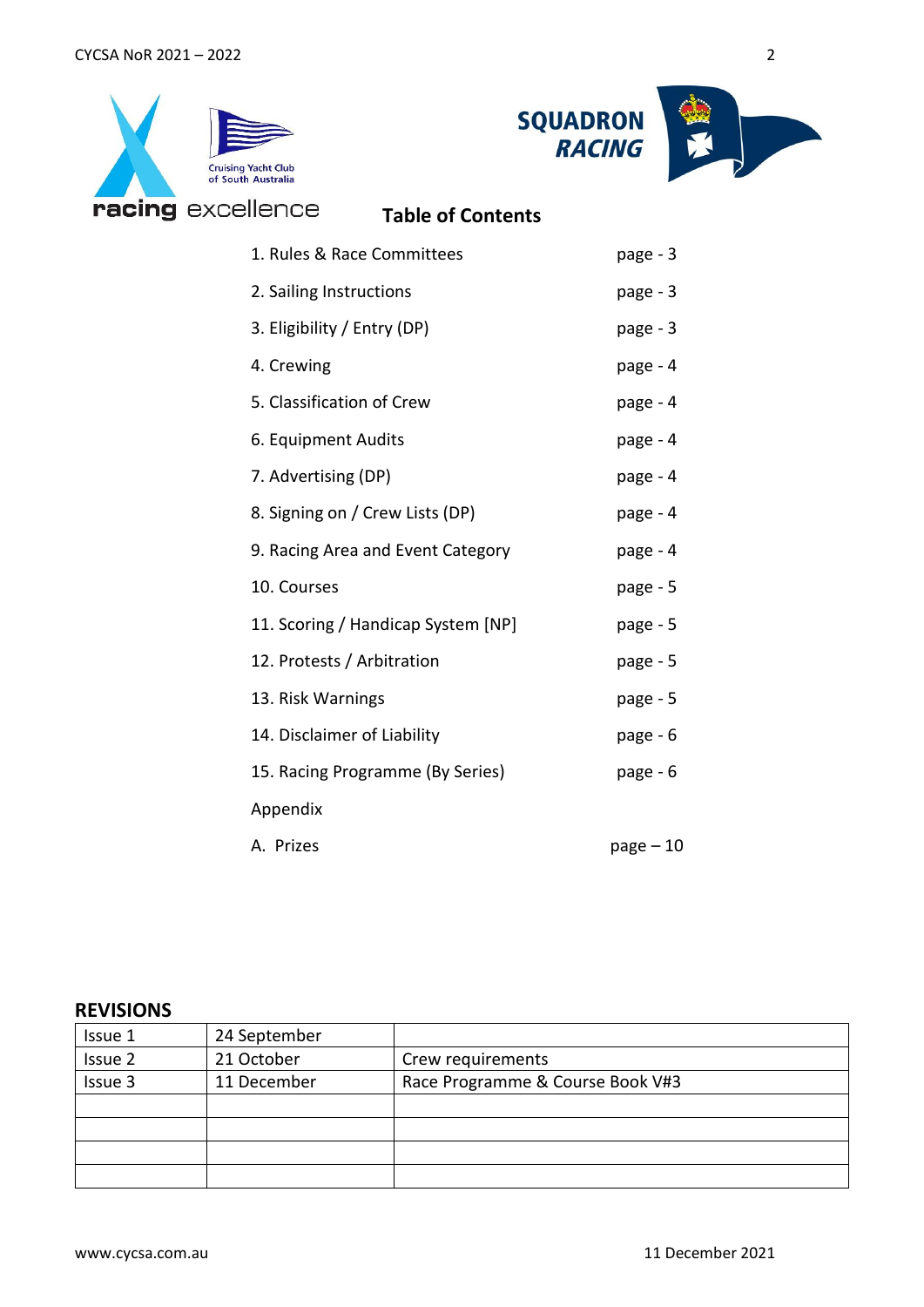## Table of Contents

| | |
|---|---|
| 1. Rules & Race Committees | page - 3 |
| 2. Sailing Instructions | page - 3 |
| 3. Eligibility / Entry (DP) | page - 3 |
| 4. Crewing | page - 4 |
| 5. Classification of Crew | page - 4 |
| 6. Equipment Audits | page - 4 |
| 7. Advertising (DP) | page - 4 |
| 8. Signing on / Crew Lists (DP) | page - 4 |
| 9. Racing Area and Event Category | page - 4 |
| 10. Courses | page - 5 |
| 11. Scoring / Handicap System [NP] | page - 5 |
| 12. Protests / Arbitration | page - 5 |
| 13. Risk Warnings | page - 5 |
| 14. Disclaimer of Liability | page - 6 |
| 15. Racing Programme (By Series) | page - 6 |
| Appendix | |
| A. Prizes | page – 10 |

## REVISIONS

| | | |
|---|---|---|
| Issue 1 | 24 September | |
| Issue 2 | 21 October | Crew requirements |
| Issue 3 | 11 December | Race Programme & Course Book V#3 |
| | | |
| | | |
| | | |
| | | |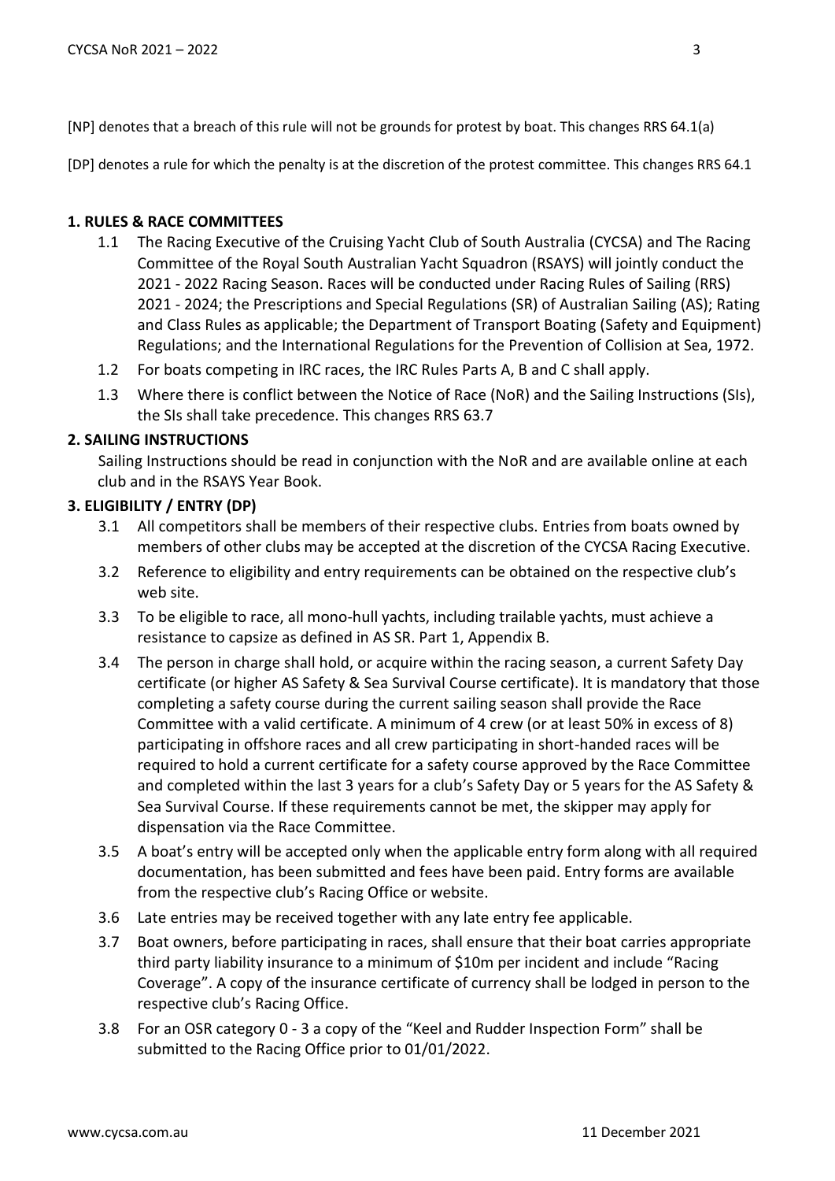[NP] denotes that a breach of this rule will not be grounds for protest by boat. This changes RRS 64.1(a)

[DP] denotes a rule for which the penalty is at the discretion of the protest committee. This changes RRS 64.1

## 1. RULES & RACE COMMITTEES

1.1 The Racing Executive of the Cruising Yacht Club of South Australia (CYCSA) and The Racing Committee of the Royal South Australian Yacht Squadron (RSAYS) will jointly conduct the 2021 - 2022 Racing Season. Races will be conducted under Racing Rules of Sailing (RRS) 2021 - 2024; the Prescriptions and Special Regulations (SR) of Australian Sailing (AS); Rating and Class Rules as applicable; the Department of Transport Boating (Safety and Equipment) Regulations; and the International Regulations for the Prevention of Collision at Sea, 1972.

1.2 For boats competing in IRC races, the IRC Rules Parts A, B and C shall apply.

1.3 Where there is conflict between the Notice of Race (NoR) and the Sailing Instructions (SIs), the SIs shall take precedence. This changes RRS 63.7

## 2. SAILING INSTRUCTIONS

Sailing Instructions should be read in conjunction with the NoR and are available online at each club and in the RSAYS Year Book.

## 3. ELIGIBILITY / ENTRY (DP)

3.1 All competitors shall be members of their respective clubs. Entries from boats owned by members of other clubs may be accepted at the discretion of the CYCSA Racing Executive.

3.2 Reference to eligibility and entry requirements can be obtained on the respective club's web site.

3.3 To be eligible to race, all mono-hull yachts, including trailable yachts, must achieve a resistance to capsize as defined in AS SR. Part 1, Appendix B.

3.4 The person in charge shall hold, or acquire within the racing season, a current Safety Day certificate (or higher AS Safety & Sea Survival Course certificate). It is mandatory that those completing a safety course during the current sailing season shall provide the Race Committee with a valid certificate. A minimum of 4 crew (or at least 50% in excess of 8) participating in offshore races and all crew participating in short-handed races will be required to hold a current certificate for a safety course approved by the Race Committee and completed within the last 3 years for a club's Safety Day or 5 years for the AS Safety & Sea Survival Course. If these requirements cannot be met, the skipper may apply for dispensation via the Race Committee.

3.5 A boat's entry will be accepted only when the applicable entry form along with all required documentation, has been submitted and fees have been paid. Entry forms are available from the respective club's Racing Office or website.

3.6 Late entries may be received together with any late entry fee applicable.

3.7 Boat owners, before participating in races, shall ensure that their boat carries appropriate third party liability insurance to a minimum of $10m per incident and include "Racing Coverage". A copy of the insurance certificate of currency shall be lodged in person to the respective club's Racing Office.

3.8 For an OSR category 0 - 3 a copy of the "Keel and Rudder Inspection Form" shall be submitted to the Racing Office prior to 01/01/2022.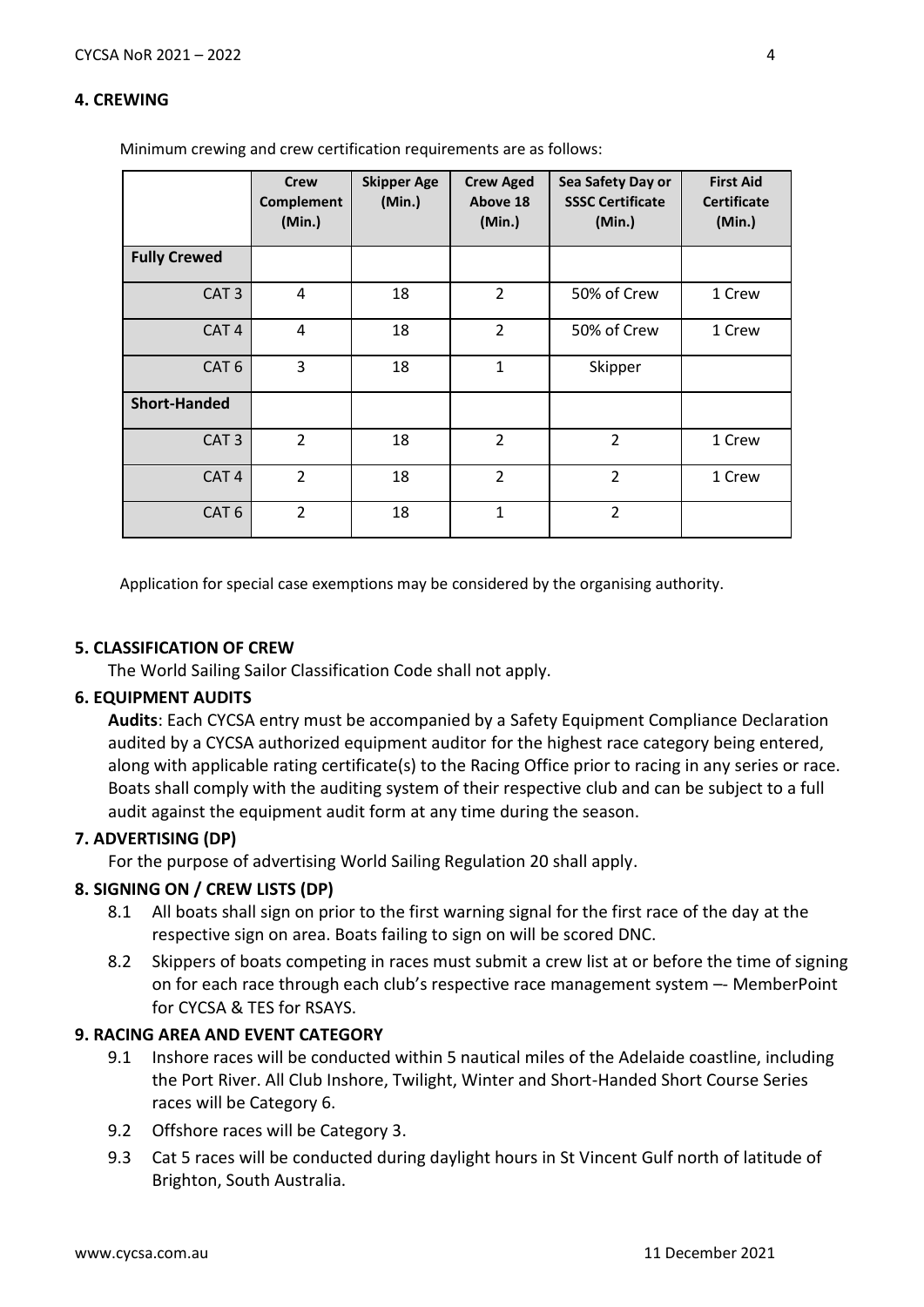## 4. CREWING

Minimum crewing and crew certification requirements are as follows:

| | Crew Complement (Min.) | Skipper Age (Min.) | Crew Aged Above 18 (Min.) | Sea Safety Day or SSSC Certificate (Min.) | First Aid Certificate (Min.) |
|---|---|---|---|---|---|
| **Fully Crewed** | | | | | |
| CAT 3 | 4 | 18 | 2 | 50% of Crew | 1 Crew |
| CAT 4 | 4 | 18 | 2 | 50% of Crew | 1 Crew |
| CAT 6 | 3 | 18 | 1 | Skipper | |
| **Short-Handed** | | | | | |
| CAT 3 | 2 | 18 | 2 | 2 | 1 Crew |
| CAT 4 | 2 | 18 | 2 | 2 | 1 Crew |
| CAT 6 | 2 | 18 | 1 | 2 | |

Application for special case exemptions may be considered by the organising authority.

## 5. CLASSIFICATION OF CREW

The World Sailing Sailor Classification Code shall not apply.

## 6. EQUIPMENT AUDITS

**Audits**: Each CYCSA entry must be accompanied by a Safety Equipment Compliance Declaration audited by a CYCSA authorized equipment auditor for the highest race category being entered, along with applicable rating certificate(s) to the Racing Office prior to racing in any series or race. Boats shall comply with the auditing system of their respective club and can be subject to a full audit against the equipment audit form at any time during the season.

## 7. ADVERTISING (DP)

For the purpose of advertising World Sailing Regulation 20 shall apply.

## 8. SIGNING ON / CREW LISTS (DP)

8.1 All boats shall sign on prior to the first warning signal for the first race of the day at the respective sign on area. Boats failing to sign on will be scored DNC.

8.2 Skippers of boats competing in races must submit a crew list at or before the time of signing on for each race through each club's respective race management system –- MemberPoint for CYCSA & TES for RSAYS.

## 9. RACING AREA AND EVENT CATEGORY

9.1 Inshore races will be conducted within 5 nautical miles of the Adelaide coastline, including the Port River. All Club Inshore, Twilight, Winter and Short-Handed Short Course Series races will be Category 6.

9.2 Offshore races will be Category 3.

9.3 Cat 5 races will be conducted during daylight hours in St Vincent Gulf north of latitude of Brighton, South Australia.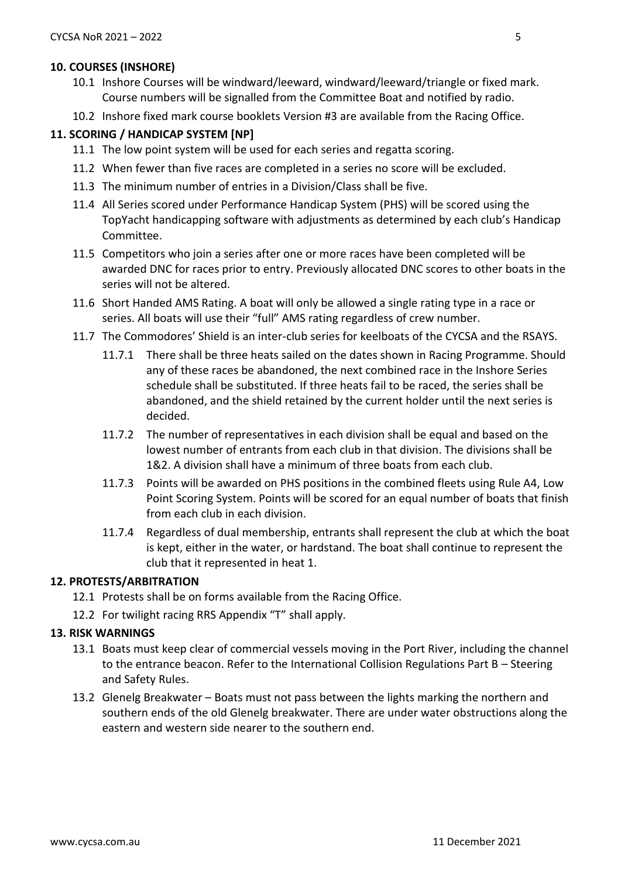## 10. COURSES (INSHORE)

10.1 Inshore Courses will be windward/leeward, windward/leeward/triangle or fixed mark. Course numbers will be signalled from the Committee Boat and notified by radio.

10.2 Inshore fixed mark course booklets Version #3 are available from the Racing Office.

## 11. SCORING / HANDICAP SYSTEM [NP]

11.1 The low point system will be used for each series and regatta scoring.

11.2 When fewer than five races are completed in a series no score will be excluded.

11.3 The minimum number of entries in a Division/Class shall be five.

11.4 All Series scored under Performance Handicap System (PHS) will be scored using the TopYacht handicapping software with adjustments as determined by each club's Handicap Committee.

11.5 Competitors who join a series after one or more races have been completed will be awarded DNC for races prior to entry. Previously allocated DNC scores to other boats in the series will not be altered.

11.6 Short Handed AMS Rating. A boat will only be allowed a single rating type in a race or series. All boats will use their "full" AMS rating regardless of crew number.

11.7 The Commodores' Shield is an inter-club series for keelboats of the CYCSA and the RSAYS.

11.7.1 There shall be three heats sailed on the dates shown in Racing Programme. Should any of these races be abandoned, the next combined race in the Inshore Series schedule shall be substituted. If three heats fail to be raced, the series shall be abandoned, and the shield retained by the current holder until the next series is decided.

11.7.2 The number of representatives in each division shall be equal and based on the lowest number of entrants from each club in that division. The divisions shall be 1&2. A division shall have a minimum of three boats from each club.

11.7.3 Points will be awarded on PHS positions in the combined fleets using Rule A4, Low Point Scoring System. Points will be scored for an equal number of boats that finish from each club in each division.

11.7.4 Regardless of dual membership, entrants shall represent the club at which the boat is kept, either in the water, or hardstand. The boat shall continue to represent the club that it represented in heat 1.

## 12. PROTESTS/ARBITRATION

12.1 Protests shall be on forms available from the Racing Office.

12.2 For twilight racing RRS Appendix "T" shall apply.

## 13. RISK WARNINGS

13.1 Boats must keep clear of commercial vessels moving in the Port River, including the channel to the entrance beacon. Refer to the International Collision Regulations Part B – Steering and Safety Rules.

13.2 Glenelg Breakwater – Boats must not pass between the lights marking the northern and southern ends of the old Glenelg breakwater. There are under water obstructions along the eastern and western side nearer to the southern end.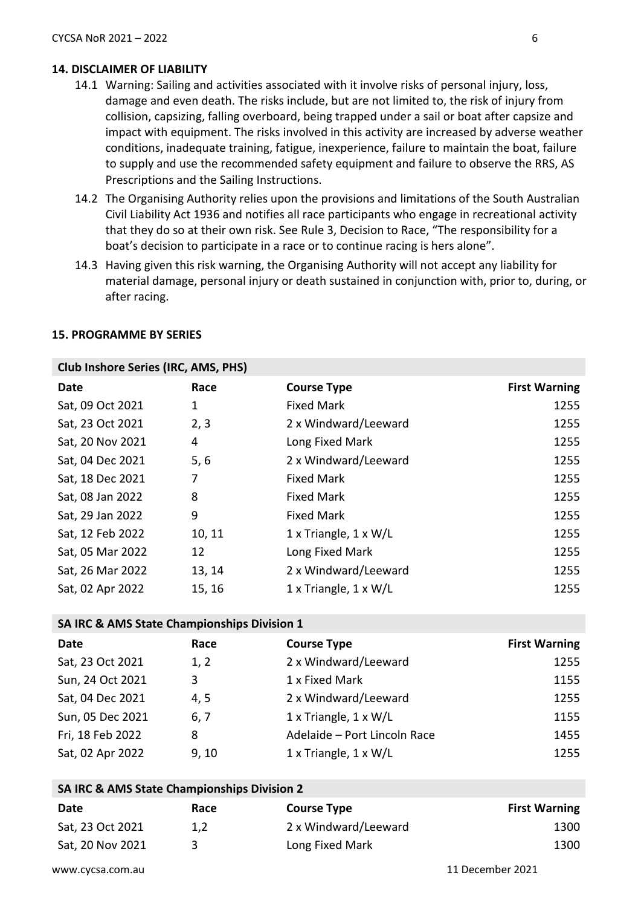## 14. DISCLAIMER OF LIABILITY

14.1 Warning: Sailing and activities associated with it involve risks of personal injury, loss, damage and even death. The risks include, but are not limited to, the risk of injury from collision, capsizing, falling overboard, being trapped under a sail or boat after capsize and impact with equipment. The risks involved in this activity are increased by adverse weather conditions, inadequate training, fatigue, inexperience, failure to maintain the boat, failure to supply and use the recommended safety equipment and failure to observe the RRS, AS Prescriptions and the Sailing Instructions.

14.2 The Organising Authority relies upon the provisions and limitations of the South Australian Civil Liability Act 1936 and notifies all race participants who engage in recreational activity that they do so at their own risk. See Rule 3, Decision to Race, "The responsibility for a boat's decision to participate in a race or to continue racing is hers alone".

14.3 Having given this risk warning, the Organising Authority will not accept any liability for material damage, personal injury or death sustained in conjunction with, prior to, during, or after racing.

## 15. PROGRAMME BY SERIES

**Club Inshore Series (IRC, AMS, PHS)**

| Date | Race | Course Type | First Warning |
|---|---|---|---|
| Sat, 09 Oct 2021 | 1 | Fixed Mark | 1255 |
| Sat, 23 Oct 2021 | 2, 3 | 2 x Windward/Leeward | 1255 |
| Sat, 20 Nov 2021 | 4 | Long Fixed Mark | 1255 |
| Sat, 04 Dec 2021 | 5, 6 | 2 x Windward/Leeward | 1255 |
| Sat, 18 Dec 2021 | 7 | Fixed Mark | 1255 |
| Sat, 08 Jan 2022 | 8 | Fixed Mark | 1255 |
| Sat, 29 Jan 2022 | 9 | Fixed Mark | 1255 |
| Sat, 12 Feb 2022 | 10, 11 | 1 x Triangle, 1 x W/L | 1255 |
| Sat, 05 Mar 2022 | 12 | Long Fixed Mark | 1255 |
| Sat, 26 Mar 2022 | 13, 14 | 2 x Windward/Leeward | 1255 |
| Sat, 02 Apr 2022 | 15, 16 | 1 x Triangle, 1 x W/L | 1255 |

**SA IRC & AMS State Championships Division 1**

| Date | Race | Course Type | First Warning |
|---|---|---|---|
| Sat, 23 Oct 2021 | 1, 2 | 2 x Windward/Leeward | 1255 |
| Sun, 24 Oct 2021 | 3 | 1 x Fixed Mark | 1155 |
| Sat, 04 Dec 2021 | 4, 5 | 2 x Windward/Leeward | 1255 |
| Sun, 05 Dec 2021 | 6, 7 | 1 x Triangle, 1 x W/L | 1155 |
| Fri, 18 Feb 2022 | 8 | Adelaide – Port Lincoln Race | 1455 |
| Sat, 02 Apr 2022 | 9, 10 | 1 x Triangle, 1 x W/L | 1255 |

**SA IRC & AMS State Championships Division 2**

| Date | Race | Course Type | First Warning |
|---|---|---|---|
| Sat, 23 Oct 2021 | 1,2 | 2 x Windward/Leeward | 1300 |
| Sat, 20 Nov 2021 | 3 | Long Fixed Mark | 1300 |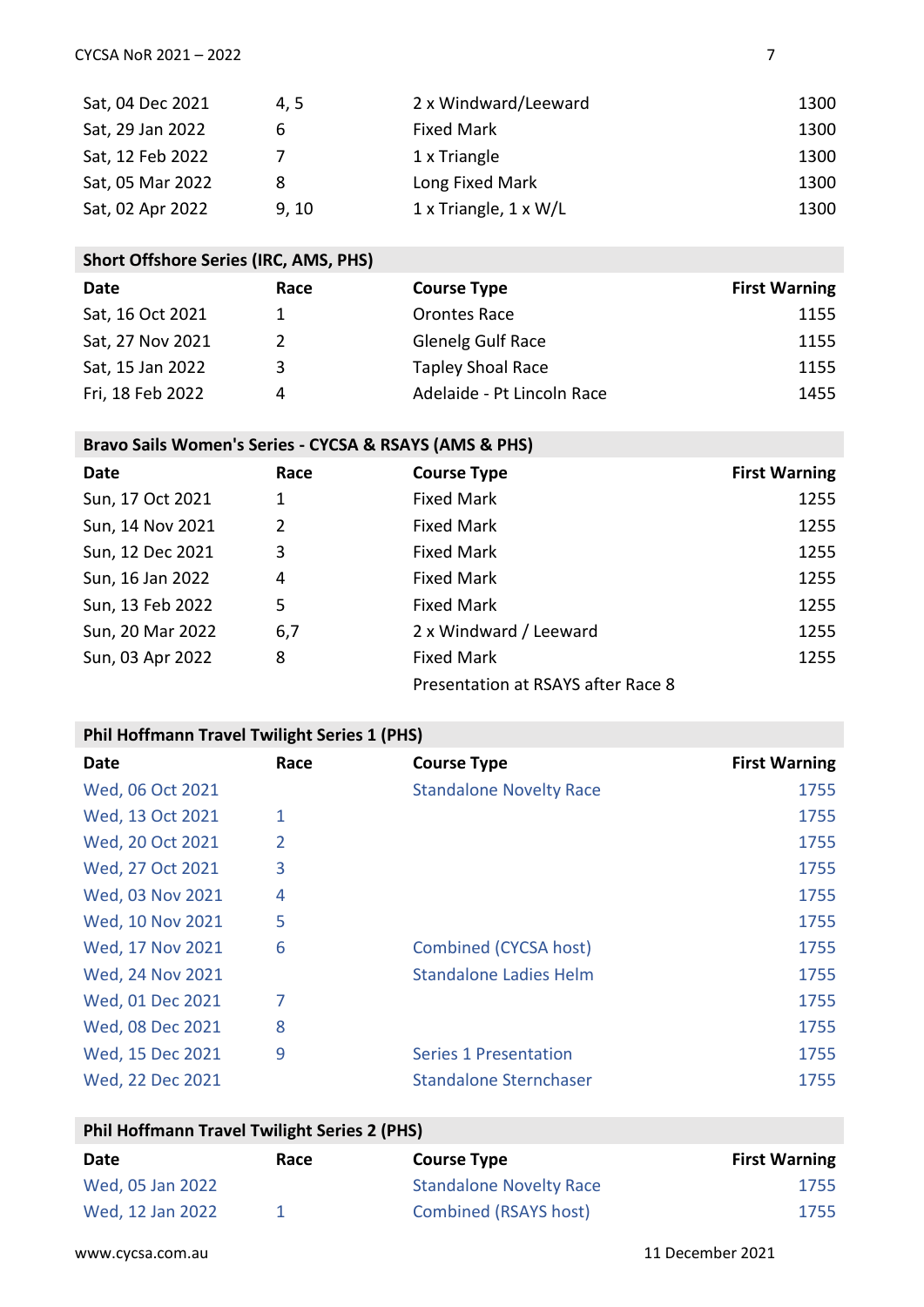| | | | |
|---|---|---|---|
| Sat, 04 Dec 2021 | 4, 5 | 2 x Windward/Leeward | 1300 |
| Sat, 29 Jan 2022 | 6 | Fixed Mark | 1300 |
| Sat, 12 Feb 2022 | 7 | 1 x Triangle | 1300 |
| Sat, 05 Mar 2022 | 8 | Long Fixed Mark | 1300 |
| Sat, 02 Apr 2022 | 9, 10 | 1 x Triangle, 1 x W/L | 1300 |

**Short Offshore Series (IRC, AMS, PHS)**

| Date | Race | Course Type | First Warning |
|---|---|---|---|
| Sat, 16 Oct 2021 | 1 | Orontes Race | 1155 |
| Sat, 27 Nov 2021 | 2 | Glenelg Gulf Race | 1155 |
| Sat, 15 Jan 2022 | 3 | Tapley Shoal Race | 1155 |
| Fri, 18 Feb 2022 | 4 | Adelaide - Pt Lincoln Race | 1455 |

**Bravo Sails Women's Series - CYCSA & RSAYS (AMS & PHS)**

| Date | Race | Course Type | First Warning |
|---|---|---|---|
| Sun, 17 Oct 2021 | 1 | Fixed Mark | 1255 |
| Sun, 14 Nov 2021 | 2 | Fixed Mark | 1255 |
| Sun, 12 Dec 2021 | 3 | Fixed Mark | 1255 |
| Sun, 16 Jan 2022 | 4 | Fixed Mark | 1255 |
| Sun, 13 Feb 2022 | 5 | Fixed Mark | 1255 |
| Sun, 20 Mar 2022 | 6,7 | 2 x Windward / Leeward | 1255 |
| Sun, 03 Apr 2022 | 8 | Fixed Mark | 1255 |
| | | Presentation at RSAYS after Race 8 | |

**Phil Hoffmann Travel Twilight Series 1 (PHS)**

| Date | Race | Course Type | First Warning |
|---|---|---|---|
| Wed, 06 Oct 2021 | | Standalone Novelty Race | 1755 |
| Wed, 13 Oct 2021 | 1 | | 1755 |
| Wed, 20 Oct 2021 | 2 | | 1755 |
| Wed, 27 Oct 2021 | 3 | | 1755 |
| Wed, 03 Nov 2021 | 4 | | 1755 |
| Wed, 10 Nov 2021 | 5 | | 1755 |
| Wed, 17 Nov 2021 | 6 | Combined (CYCSA host) | 1755 |
| Wed, 24 Nov 2021 | | Standalone Ladies Helm | 1755 |
| Wed, 01 Dec 2021 | 7 | | 1755 |
| Wed, 08 Dec 2021 | 8 | | 1755 |
| Wed, 15 Dec 2021 | 9 | Series 1 Presentation | 1755 |
| Wed, 22 Dec 2021 | | Standalone Sternchaser | 1755 |

**Phil Hoffmann Travel Twilight Series 2 (PHS)**

| Date | Race | Course Type | First Warning |
|---|---|---|---|
| Wed, 05 Jan 2022 | | Standalone Novelty Race | 1755 |
| Wed, 12 Jan 2022 | 1 | Combined (RSAYS host) | 1755 |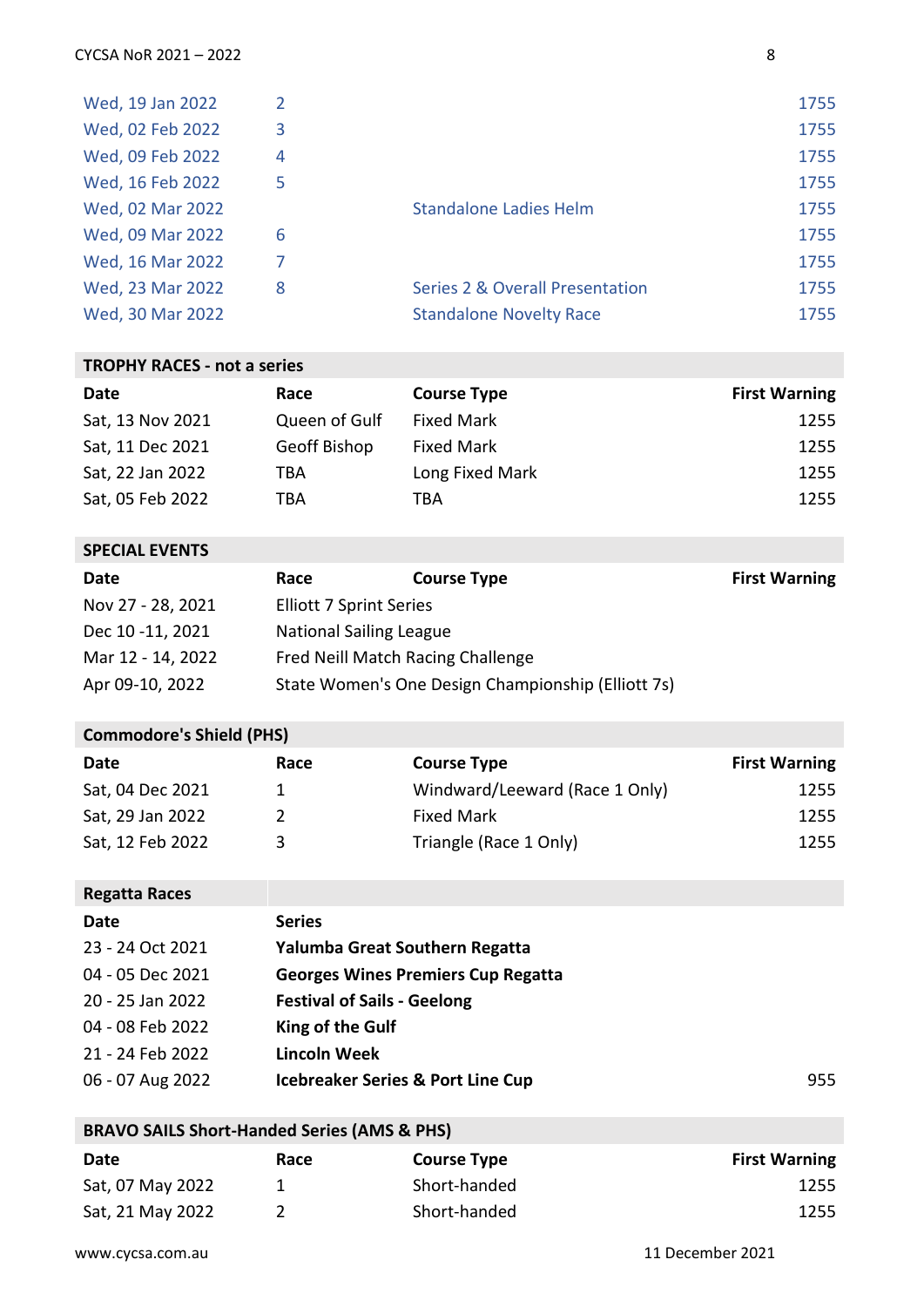| | | | |
|---|---|---|---|
| Wed, 19 Jan 2022 | 2 | | 1755 |
| Wed, 02 Feb 2022 | 3 | | 1755 |
| Wed, 09 Feb 2022 | 4 | | 1755 |
| Wed, 16 Feb 2022 | 5 | | 1755 |
| Wed, 02 Mar 2022 | | Standalone Ladies Helm | 1755 |
| Wed, 09 Mar 2022 | 6 | | 1755 |
| Wed, 16 Mar 2022 | 7 | | 1755 |
| Wed, 23 Mar 2022 | 8 | Series 2 & Overall Presentation | 1755 |
| Wed, 30 Mar 2022 | | Standalone Novelty Race | 1755 |

**TROPHY RACES - not a series**

| Date | Race | Course Type | First Warning |
|---|---|---|---|
| Sat, 13 Nov 2021 | Queen of Gulf | Fixed Mark | 1255 |
| Sat, 11 Dec 2021 | Geoff Bishop | Fixed Mark | 1255 |
| Sat, 22 Jan 2022 | TBA | Long Fixed Mark | 1255 |
| Sat, 05 Feb 2022 | TBA | TBA | 1255 |

**SPECIAL EVENTS**

| Date | Race | Course Type | First Warning |
|---|---|---|---|
| Nov 27 - 28, 2021 | Elliott 7 Sprint Series | | |
| Dec 10 -11, 2021 | National Sailing League | | |
| Mar 12 - 14, 2022 | Fred Neill Match Racing Challenge | | |
| Apr 09-10, 2022 | State Women's One Design Championship (Elliott 7s) | | |

**Commodore's Shield (PHS)**

| Date | Race | Course Type | First Warning |
|---|---|---|---|
| Sat, 04 Dec 2021 | 1 | Windward/Leeward (Race 1 Only) | 1255 |
| Sat, 29 Jan 2022 | 2 | Fixed Mark | 1255 |
| Sat, 12 Feb 2022 | 3 | Triangle (Race 1 Only) | 1255 |

**Regatta Races**

| Date | Series | |
|---|---|---|
| 23 - 24 Oct 2021 | **Yalumba Great Southern Regatta** | |
| 04 - 05 Dec 2021 | **Georges Wines Premiers Cup Regatta** | |
| 20 - 25 Jan 2022 | **Festival of Sails - Geelong** | |
| 04 - 08 Feb 2022 | **King of the Gulf** | |
| 21 - 24 Feb 2022 | **Lincoln Week** | |
| 06 - 07 Aug 2022 | **Icebreaker Series & Port Line Cup** | 955 |

**BRAVO SAILS Short-Handed Series (AMS & PHS)**

| Date | Race | Course Type | First Warning |
|---|---|---|---|
| Sat, 07 May 2022 | 1 | Short-handed | 1255 |
| Sat, 21 May 2022 | 2 | Short-handed | 1255 |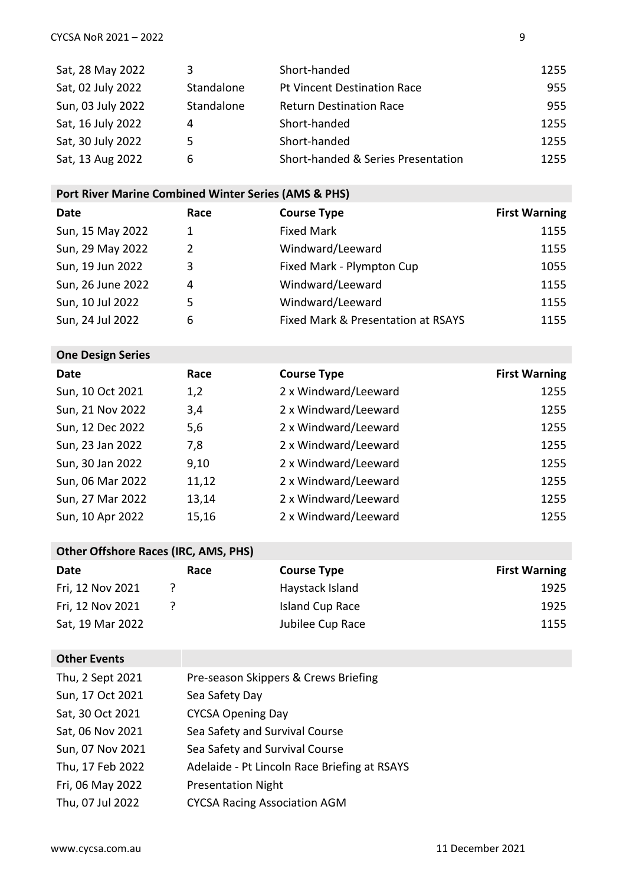| | | | |
|---|---|---|---|
| Sat, 28 May 2022 | 3 | Short-handed | 1255 |
| Sat, 02 July 2022 | Standalone | Pt Vincent Destination Race | 955 |
| Sun, 03 July 2022 | Standalone | Return Destination Race | 955 |
| Sat, 16 July 2022 | 4 | Short-handed | 1255 |
| Sat, 30 July 2022 | 5 | Short-handed | 1255 |
| Sat, 13 Aug 2022 | 6 | Short-handed & Series Presentation | 1255 |

**Port River Marine Combined Winter Series (AMS & PHS)**

| Date | Race | Course Type | First Warning |
|---|---|---|---|
| Sun, 15 May 2022 | 1 | Fixed Mark | 1155 |
| Sun, 29 May 2022 | 2 | Windward/Leeward | 1155 |
| Sun, 19 Jun 2022 | 3 | Fixed Mark - Plympton Cup | 1055 |
| Sun, 26 June 2022 | 4 | Windward/Leeward | 1155 |
| Sun, 10 Jul 2022 | 5 | Windward/Leeward | 1155 |
| Sun, 24 Jul 2022 | 6 | Fixed Mark & Presentation at RSAYS | 1155 |

**One Design Series**

| Date | Race | Course Type | First Warning |
|---|---|---|---|
| Sun, 10 Oct 2021 | 1,2 | 2 x Windward/Leeward | 1255 |
| Sun, 21 Nov 2022 | 3,4 | 2 x Windward/Leeward | 1255 |
| Sun, 12 Dec 2022 | 5,6 | 2 x Windward/Leeward | 1255 |
| Sun, 23 Jan 2022 | 7,8 | 2 x Windward/Leeward | 1255 |
| Sun, 30 Jan 2022 | 9,10 | 2 x Windward/Leeward | 1255 |
| Sun, 06 Mar 2022 | 11,12 | 2 x Windward/Leeward | 1255 |
| Sun, 27 Mar 2022 | 13,14 | 2 x Windward/Leeward | 1255 |
| Sun, 10 Apr 2022 | 15,16 | 2 x Windward/Leeward | 1255 |

**Other Offshore Races (IRC, AMS, PHS)**

| Date | Race | Course Type | First Warning |
|---|---|---|---|
| Fri, 12 Nov 2021 | ? | Haystack Island | 1925 |
| Fri, 12 Nov 2021 | ? | Island Cup Race | 1925 |
| Sat, 19 Mar 2022 | | Jubilee Cup Race | 1155 |

**Other Events**

| | |
|---|---|
| Thu, 2 Sept 2021 | Pre-season Skippers & Crews Briefing |
| Sun, 17 Oct 2021 | Sea Safety Day |
| Sat, 30 Oct 2021 | CYCSA Opening Day |
| Sat, 06 Nov 2021 | Sea Safety and Survival Course |
| Sun, 07 Nov 2021 | Sea Safety and Survival Course |
| Thu, 17 Feb 2022 | Adelaide - Pt Lincoln Race Briefing at RSAYS |
| Fri, 06 May 2022 | Presentation Night |
| Thu, 07 Jul 2022 | CYCSA Racing Association AGM |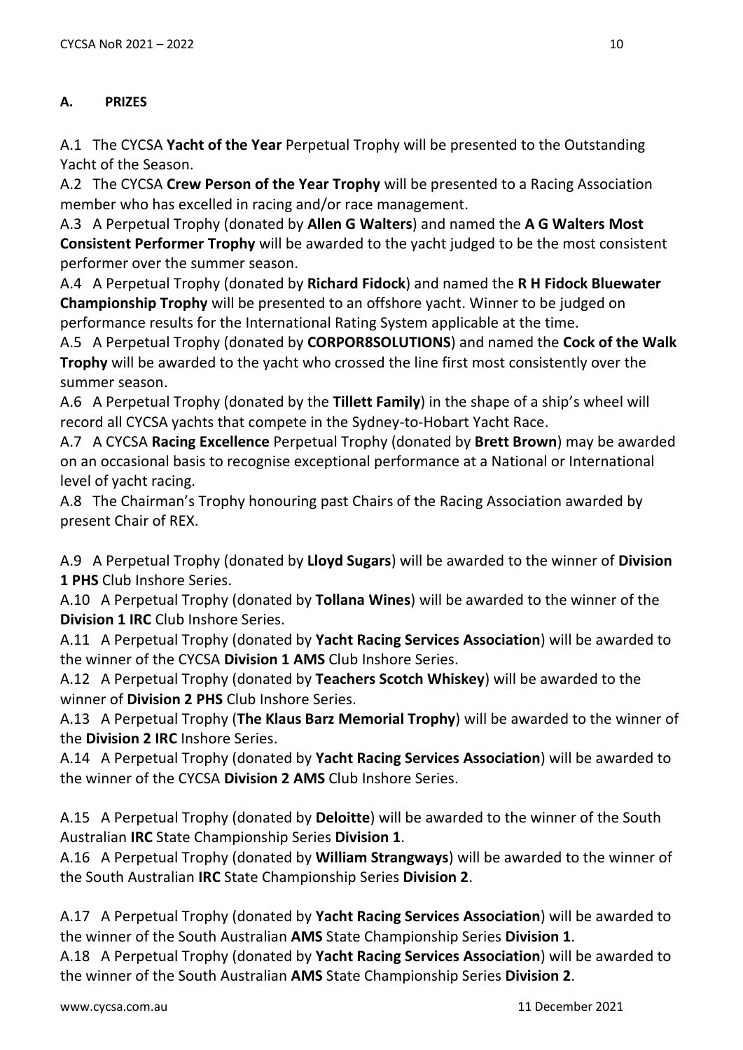## A. PRIZES

A.1 The CYCSA **Yacht of the Year** Perpetual Trophy will be presented to the Outstanding Yacht of the Season.

A.2 The CYCSA **Crew Person of the Year Trophy** will be presented to a Racing Association member who has excelled in racing and/or race management.

A.3 A Perpetual Trophy (donated by **Allen G Walters**) and named the **A G Walters Most Consistent Performer Trophy** will be awarded to the yacht judged to be the most consistent performer over the summer season.

A.4 A Perpetual Trophy (donated by **Richard Fidock**) and named the **R H Fidock Bluewater Championship Trophy** will be presented to an offshore yacht. Winner to be judged on performance results for the International Rating System applicable at the time.

A.5 A Perpetual Trophy (donated by **CORPOR8SOLUTIONS**) and named the **Cock of the Walk Trophy** will be awarded to the yacht who crossed the line first most consistently over the summer season.

A.6 A Perpetual Trophy (donated by the **Tillett Family**) in the shape of a ship's wheel will record all CYCSA yachts that compete in the Sydney-to-Hobart Yacht Race.

A.7 A CYCSA **Racing Excellence** Perpetual Trophy (donated by **Brett Brown**) may be awarded on an occasional basis to recognise exceptional performance at a National or International level of yacht racing.

A.8 The Chairman's Trophy honouring past Chairs of the Racing Association awarded by present Chair of REX.

A.9 A Perpetual Trophy (donated by **Lloyd Sugars**) will be awarded to the winner of **Division 1 PHS** Club Inshore Series.

A.10 A Perpetual Trophy (donated by **Tollana Wines**) will be awarded to the winner of the **Division 1 IRC** Club Inshore Series.

A.11 A Perpetual Trophy (donated by **Yacht Racing Services Association**) will be awarded to the winner of the CYCSA **Division 1 AMS** Club Inshore Series.

A.12 A Perpetual Trophy (donated by **Teachers Scotch Whiskey**) will be awarded to the winner of **Division 2 PHS** Club Inshore Series.

A.13 A Perpetual Trophy (**The Klaus Barz Memorial Trophy**) will be awarded to the winner of the **Division 2 IRC** Inshore Series.

A.14 A Perpetual Trophy (donated by **Yacht Racing Services Association**) will be awarded to the winner of the CYCSA **Division 2 AMS** Club Inshore Series.

A.15 A Perpetual Trophy (donated by **Deloitte**) will be awarded to the winner of the South Australian **IRC** State Championship Series **Division 1**.

A.16 A Perpetual Trophy (donated by **William Strangways**) will be awarded to the winner of the South Australian **IRC** State Championship Series **Division 2**.

A.17 A Perpetual Trophy (donated by **Yacht Racing Services Association**) will be awarded to the winner of the South Australian **AMS** State Championship Series **Division 1**.

A.18 A Perpetual Trophy (donated by **Yacht Racing Services Association**) will be awarded to the winner of the South Australian **AMS** State Championship Series **Division 2**.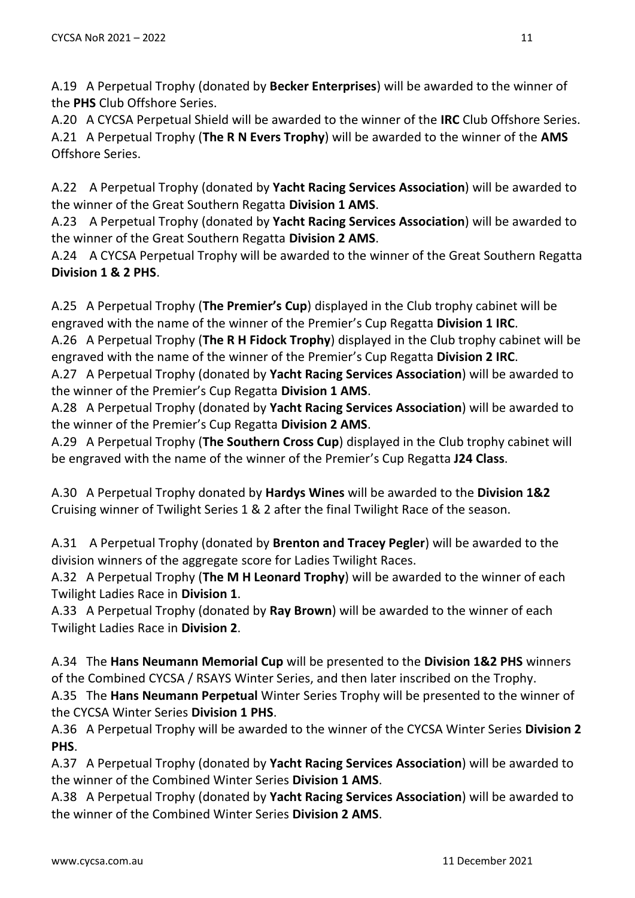A.19 A Perpetual Trophy (donated by **Becker Enterprises**) will be awarded to the winner of the **PHS** Club Offshore Series.
A.20 A CYCSA Perpetual Shield will be awarded to the winner of the **IRC** Club Offshore Series.
A.21 A Perpetual Trophy (**The R N Evers Trophy**) will be awarded to the winner of the **AMS** Offshore Series.

A.22 A Perpetual Trophy (donated by **Yacht Racing Services Association**) will be awarded to the winner of the Great Southern Regatta **Division 1 AMS**.
A.23 A Perpetual Trophy (donated by **Yacht Racing Services Association**) will be awarded to the winner of the Great Southern Regatta **Division 2 AMS**.
A.24 A CYCSA Perpetual Trophy will be awarded to the winner of the Great Southern Regatta **Division 1 & 2 PHS**.

A.25 A Perpetual Trophy (**The Premier's Cup**) displayed in the Club trophy cabinet will be engraved with the name of the winner of the Premier's Cup Regatta **Division 1 IRC**.
A.26 A Perpetual Trophy (**The R H Fidock Trophy**) displayed in the Club trophy cabinet will be engraved with the name of the winner of the Premier's Cup Regatta **Division 2 IRC**.
A.27 A Perpetual Trophy (donated by **Yacht Racing Services Association**) will be awarded to the winner of the Premier's Cup Regatta **Division 1 AMS**.
A.28 A Perpetual Trophy (donated by **Yacht Racing Services Association**) will be awarded to the winner of the Premier's Cup Regatta **Division 2 AMS**.
A.29 A Perpetual Trophy (**The Southern Cross Cup**) displayed in the Club trophy cabinet will be engraved with the name of the winner of the Premier's Cup Regatta **J24 Class**.

A.30 A Perpetual Trophy donated by **Hardys Wines** will be awarded to the **Division 1&2** Cruising winner of Twilight Series 1 & 2 after the final Twilight Race of the season.

A.31 A Perpetual Trophy (donated by **Brenton and Tracey Pegler**) will be awarded to the division winners of the aggregate score for Ladies Twilight Races.
A.32 A Perpetual Trophy (**The M H Leonard Trophy**) will be awarded to the winner of each Twilight Ladies Race in **Division 1**.
A.33 A Perpetual Trophy (donated by **Ray Brown**) will be awarded to the winner of each Twilight Ladies Race in **Division 2**.

A.34 The **Hans Neumann Memorial Cup** will be presented to the **Division 1&2 PHS** winners of the Combined CYCSA / RSAYS Winter Series, and then later inscribed on the Trophy.
A.35 The **Hans Neumann Perpetual** Winter Series Trophy will be presented to the winner of the CYCSA Winter Series **Division 1 PHS**.
A.36 A Perpetual Trophy will be awarded to the winner of the CYCSA Winter Series **Division 2 PHS**.
A.37 A Perpetual Trophy (donated by **Yacht Racing Services Association**) will be awarded to the winner of the Combined Winter Series **Division 1 AMS**.
A.38 A Perpetual Trophy (donated by **Yacht Racing Services Association**) will be awarded to the winner of the Combined Winter Series **Division 2 AMS**.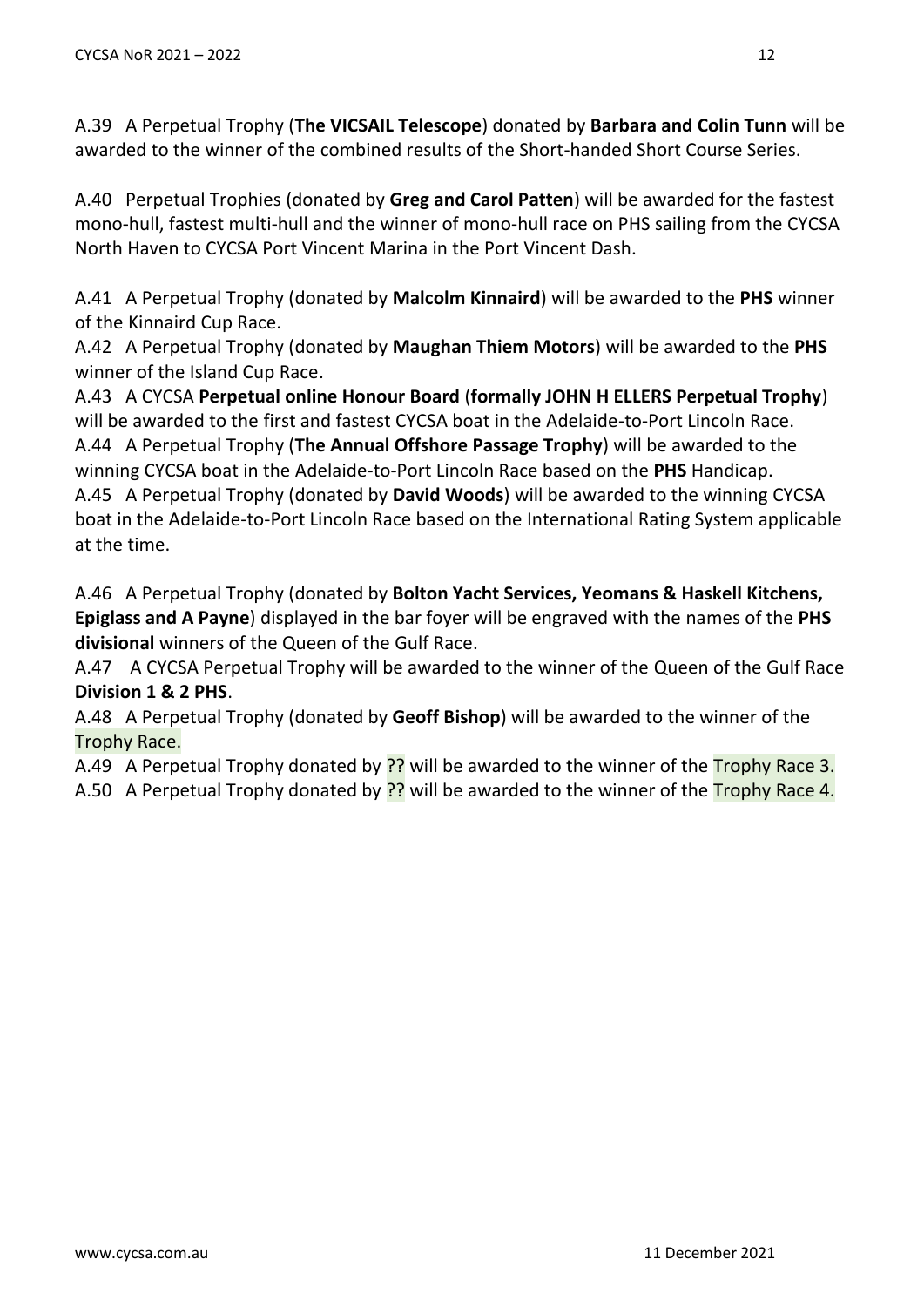A.39 A Perpetual Trophy (**The VICSAIL Telescope**) donated by **Barbara and Colin Tunn** will be awarded to the winner of the combined results of the Short-handed Short Course Series.

A.40 Perpetual Trophies (donated by **Greg and Carol Patten**) will be awarded for the fastest mono-hull, fastest multi-hull and the winner of mono-hull race on PHS sailing from the CYCSA North Haven to CYCSA Port Vincent Marina in the Port Vincent Dash.

A.41 A Perpetual Trophy (donated by **Malcolm Kinnaird**) will be awarded to the **PHS** winner of the Kinnaird Cup Race.

A.42 A Perpetual Trophy (donated by **Maughan Thiem Motors**) will be awarded to the **PHS** winner of the Island Cup Race.

A.43 A CYCSA **Perpetual online Honour Board** (**formally JOHN H ELLERS Perpetual Trophy**) will be awarded to the first and fastest CYCSA boat in the Adelaide-to-Port Lincoln Race.

A.44 A Perpetual Trophy (**The Annual Offshore Passage Trophy**) will be awarded to the winning CYCSA boat in the Adelaide-to-Port Lincoln Race based on the **PHS** Handicap.

A.45 A Perpetual Trophy (donated by **David Woods**) will be awarded to the winning CYCSA boat in the Adelaide-to-Port Lincoln Race based on the International Rating System applicable at the time.

A.46 A Perpetual Trophy (donated by **Bolton Yacht Services, Yeomans & Haskell Kitchens, Epiglass and A Payne**) displayed in the bar foyer will be engraved with the names of the **PHS divisional** winners of the Queen of the Gulf Race.

A.47 A CYCSA Perpetual Trophy will be awarded to the winner of the Queen of the Gulf Race **Division 1 & 2 PHS**.

A.48 A Perpetual Trophy (donated by **Geoff Bishop**) will be awarded to the winner of the Trophy Race.

A.49 A Perpetual Trophy donated by ?? will be awarded to the winner of the Trophy Race 3.

A.50 A Perpetual Trophy donated by ?? will be awarded to the winner of the Trophy Race 4.